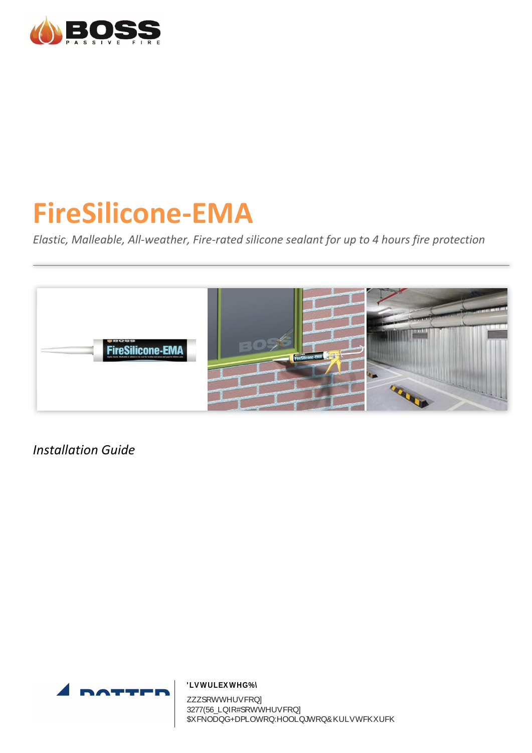# FireSilicone-EMA

*Elastic, Malleable, All-weather, Fire-rated silicone sealant for up to 4 hours fire protection*

---

*Installation Guide*

'LVWULEXWHG%\

ZZZSRWWHUVFRQ]
3277(56_LQIR#SRWWHUVFRQ]
$XFNODQG+DPLOWRQ:HOOLQJWRQ&KULVWFKXUFK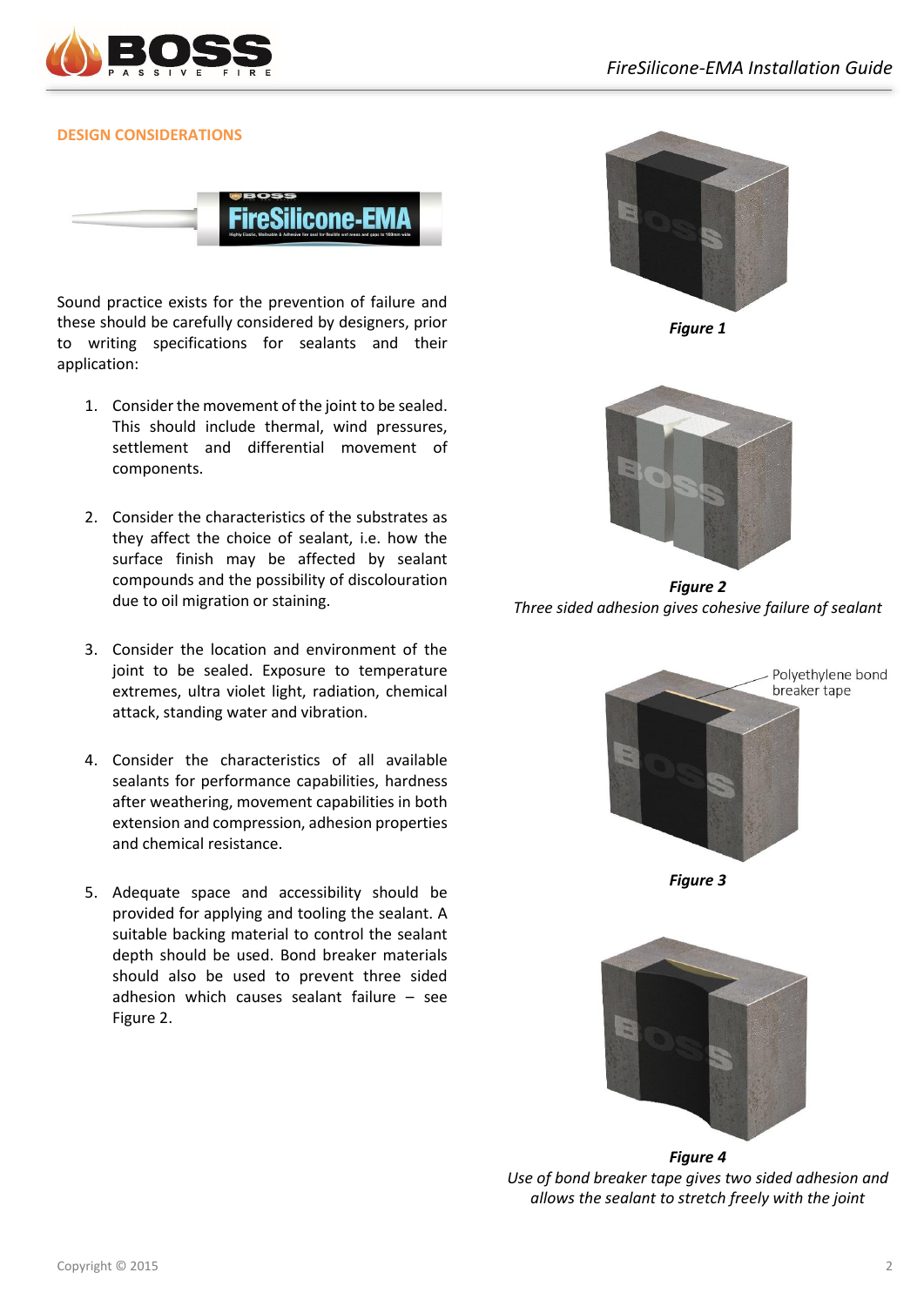## DESIGN CONSIDERATIONS

Sound practice exists for the prevention of failure and these should be carefully considered by designers, prior to writing specifications for sealants and their application:

1. Consider the movement of the joint to be sealed. This should include thermal, wind pressures, settlement and differential movement of components.

2. Consider the characteristics of the substrates as they affect the choice of sealant, i.e. how the surface finish may be affected by sealant compounds and the possibility of discolouration due to oil migration or staining.

3. Consider the location and environment of the joint to be sealed. Exposure to temperature extremes, ultra violet light, radiation, chemical attack, standing water and vibration.

4. Consider the characteristics of all available sealants for performance capabilities, hardness after weathering, movement capabilities in both extension and compression, adhesion properties and chemical resistance.

5. Adequate space and accessibility should be provided for applying and tooling the sealant. A suitable backing material to control the sealant depth should be used. Bond breaker materials should also be used to prevent three sided adhesion which causes sealant failure – see Figure 2.

***Figure 1***

***Figure 2***
*Three sided adhesion gives cohesive failure of sealant*

Polyethylene bond breaker tape

***Figure 3***

***Figure 4***
*Use of bond breaker tape gives two sided adhesion and allows the sealant to stretch freely with the joint*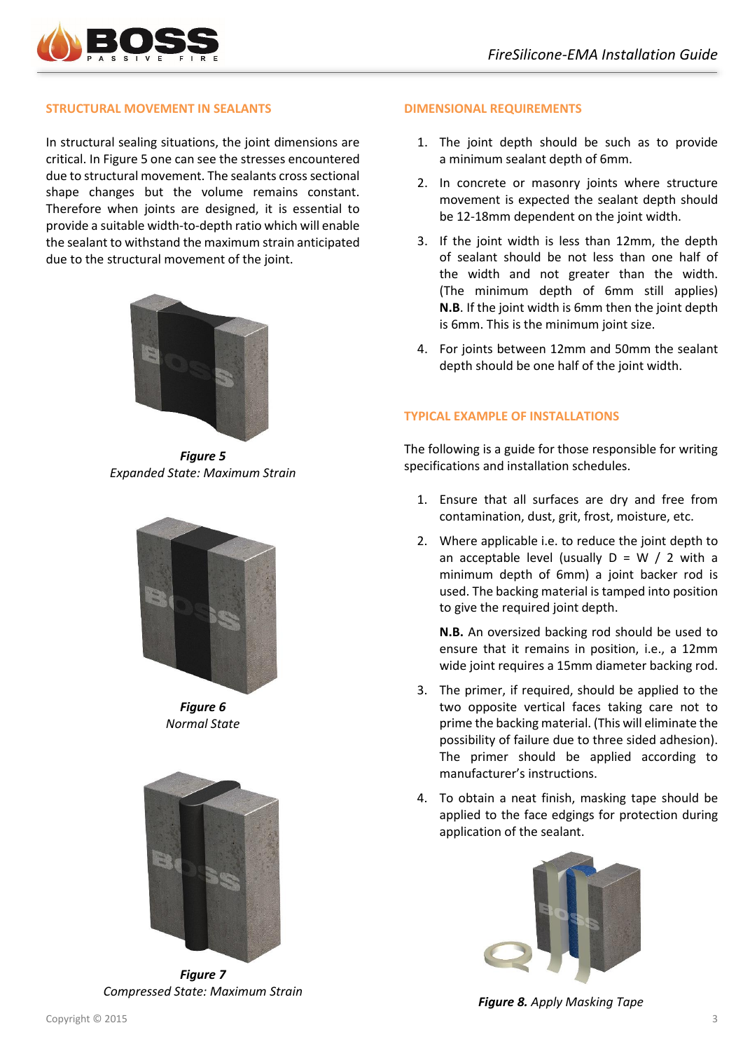## STRUCTURAL MOVEMENT IN SEALANTS

In structural sealing situations, the joint dimensions are critical. In Figure 5 one can see the stresses encountered due to structural movement. The sealants cross sectional shape changes but the volume remains constant. Therefore when joints are designed, it is essential to provide a suitable width-to-depth ratio which will enable the sealant to withstand the maximum strain anticipated due to the structural movement of the joint.

***Figure 5***
*Expanded State: Maximum Strain*

***Figure 6***
*Normal State*

***Figure 7***
*Compressed State: Maximum Strain*

## DIMENSIONAL REQUIREMENTS

1. The joint depth should be such as to provide a minimum sealant depth of 6mm.
2. In concrete or masonry joints where structure movement is expected the sealant depth should be 12-18mm dependent on the joint width.
3. If the joint width is less than 12mm, the depth of sealant should be not less than one half of the width and not greater than the width. (The minimum depth of 6mm still applies) **N.B**. If the joint width is 6mm then the joint depth is 6mm. This is the minimum joint size.
4. For joints between 12mm and 50mm the sealant depth should be one half of the joint width.

## TYPICAL EXAMPLE OF INSTALLATIONS

The following is a guide for those responsible for writing specifications and installation schedules.

1. Ensure that all surfaces are dry and free from contamination, dust, grit, frost, moisture, etc.
2. Where applicable i.e. to reduce the joint depth to an acceptable level (usually D = W / 2 with a minimum depth of 6mm) a joint backer rod is used. The backing material is tamped into position to give the required joint depth.

   **N.B.** An oversized backing rod should be used to ensure that it remains in position, i.e., a 12mm wide joint requires a 15mm diameter backing rod.
3. The primer, if required, should be applied to the two opposite vertical faces taking care not to prime the backing material. (This will eliminate the possibility of failure due to three sided adhesion). The primer should be applied according to manufacturer's instructions.
4. To obtain a neat finish, masking tape should be applied to the face edgings for protection during application of the sealant.

***Figure 8.*** *Apply Masking Tape*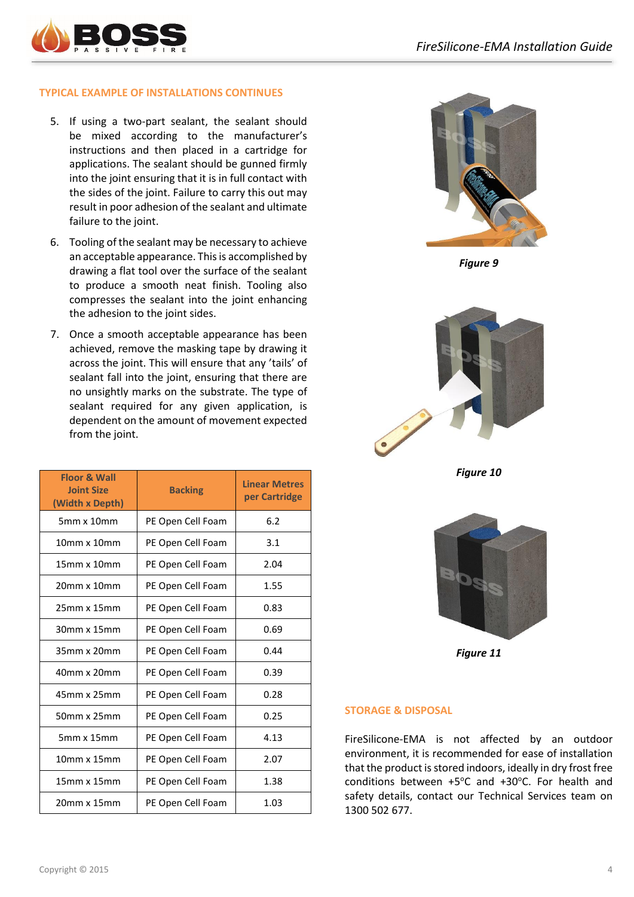## TYPICAL EXAMPLE OF INSTALLATIONS CONTINUES

5. If using a two-part sealant, the sealant should be mixed according to the manufacturer's instructions and then placed in a cartridge for applications. The sealant should be gunned firmly into the joint ensuring that it is in full contact with the sides of the joint. Failure to carry this out may result in poor adhesion of the sealant and ultimate failure to the joint.
6. Tooling of the sealant may be necessary to achieve an acceptable appearance. This is accomplished by drawing a flat tool over the surface of the sealant to produce a smooth neat finish. Tooling also compresses the sealant into the joint enhancing the adhesion to the joint sides.
7. Once a smooth acceptable appearance has been achieved, remove the masking tape by drawing it across the joint. This will ensure that any 'tails' of sealant fall into the joint, ensuring that there are no unsightly marks on the substrate. The type of sealant required for any given application, is dependent on the amount of movement expected from the joint.

| Floor & Wall Joint Size (Width x Depth) | Backing | Linear Metres per Cartridge |
|---|---|---|
| 5mm x 10mm | PE Open Cell Foam | 6.2 |
| 10mm x 10mm | PE Open Cell Foam | 3.1 |
| 15mm x 10mm | PE Open Cell Foam | 2.04 |
| 20mm x 10mm | PE Open Cell Foam | 1.55 |
| 25mm x 15mm | PE Open Cell Foam | 0.83 |
| 30mm x 15mm | PE Open Cell Foam | 0.69 |
| 35mm x 20mm | PE Open Cell Foam | 0.44 |
| 40mm x 20mm | PE Open Cell Foam | 0.39 |
| 45mm x 25mm | PE Open Cell Foam | 0.28 |
| 50mm x 25mm | PE Open Cell Foam | 0.25 |
| 5mm x 15mm | PE Open Cell Foam | 4.13 |
| 10mm x 15mm | PE Open Cell Foam | 2.07 |
| 15mm x 15mm | PE Open Cell Foam | 1.38 |
| 20mm x 15mm | PE Open Cell Foam | 1.03 |

***Figure 9***

***Figure 10***

***Figure 11***

## STORAGE & DISPOSAL

FireSilicone-EMA is not affected by an outdoor environment, it is recommended for ease of installation that the product is stored indoors, ideally in dry frost free conditions between +5°C and +30°C. For health and safety details, contact our Technical Services team on 1300 502 677.

Copyright © 2015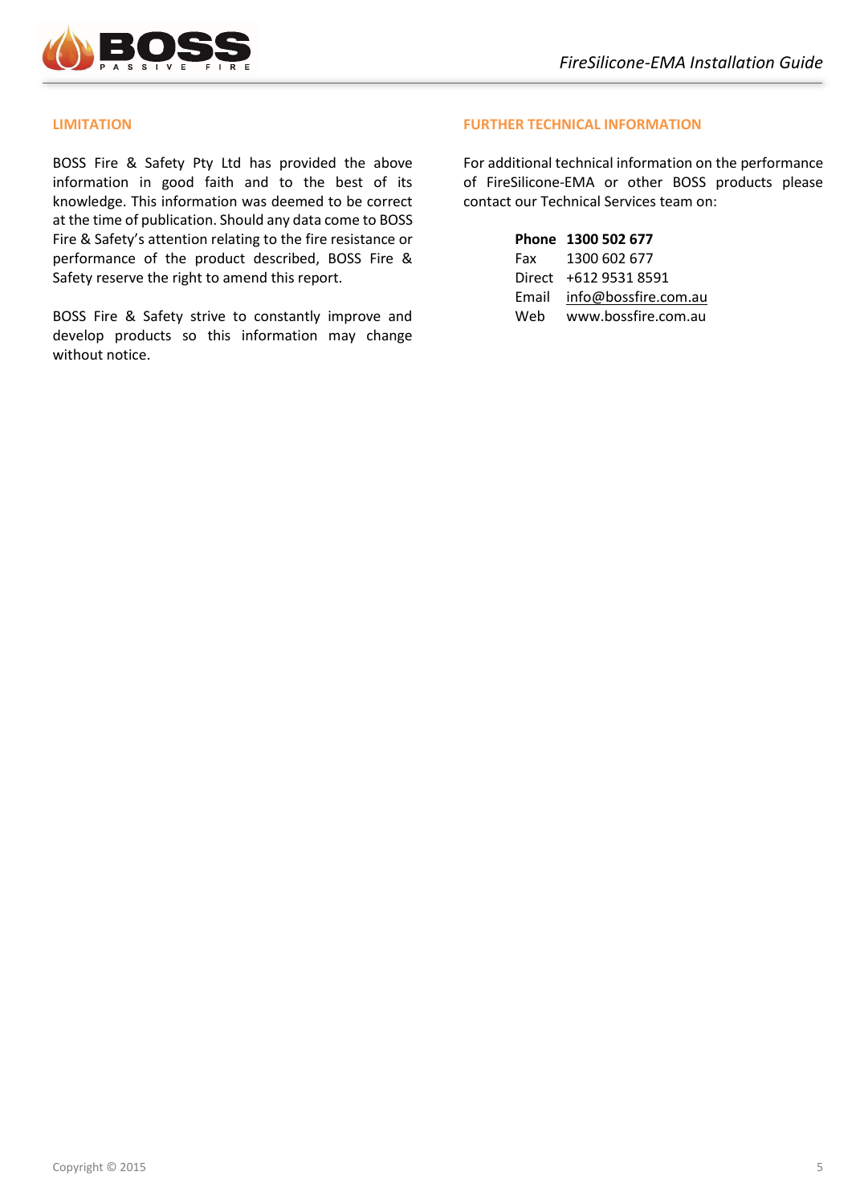## LIMITATION

BOSS Fire & Safety Pty Ltd has provided the above information in good faith and to the best of its knowledge. This information was deemed to be correct at the time of publication. Should any data come to BOSS Fire & Safety's attention relating to the fire resistance or performance of the product described, BOSS Fire & Safety reserve the right to amend this report.

BOSS Fire & Safety strive to constantly improve and develop products so this information may change without notice.

## FURTHER TECHNICAL INFORMATION

For additional technical information on the performance of FireSilicone-EMA or other BOSS products please contact our Technical Services team on:

| | |
|---|---|
| **Phone** | **1300 502 677** |
| Fax | 1300 602 677 |
| Direct | +612 9531 8591 |
| Email | info@bossfire.com.au |
| Web | www.bossfire.com.au |

Copyright © 2015